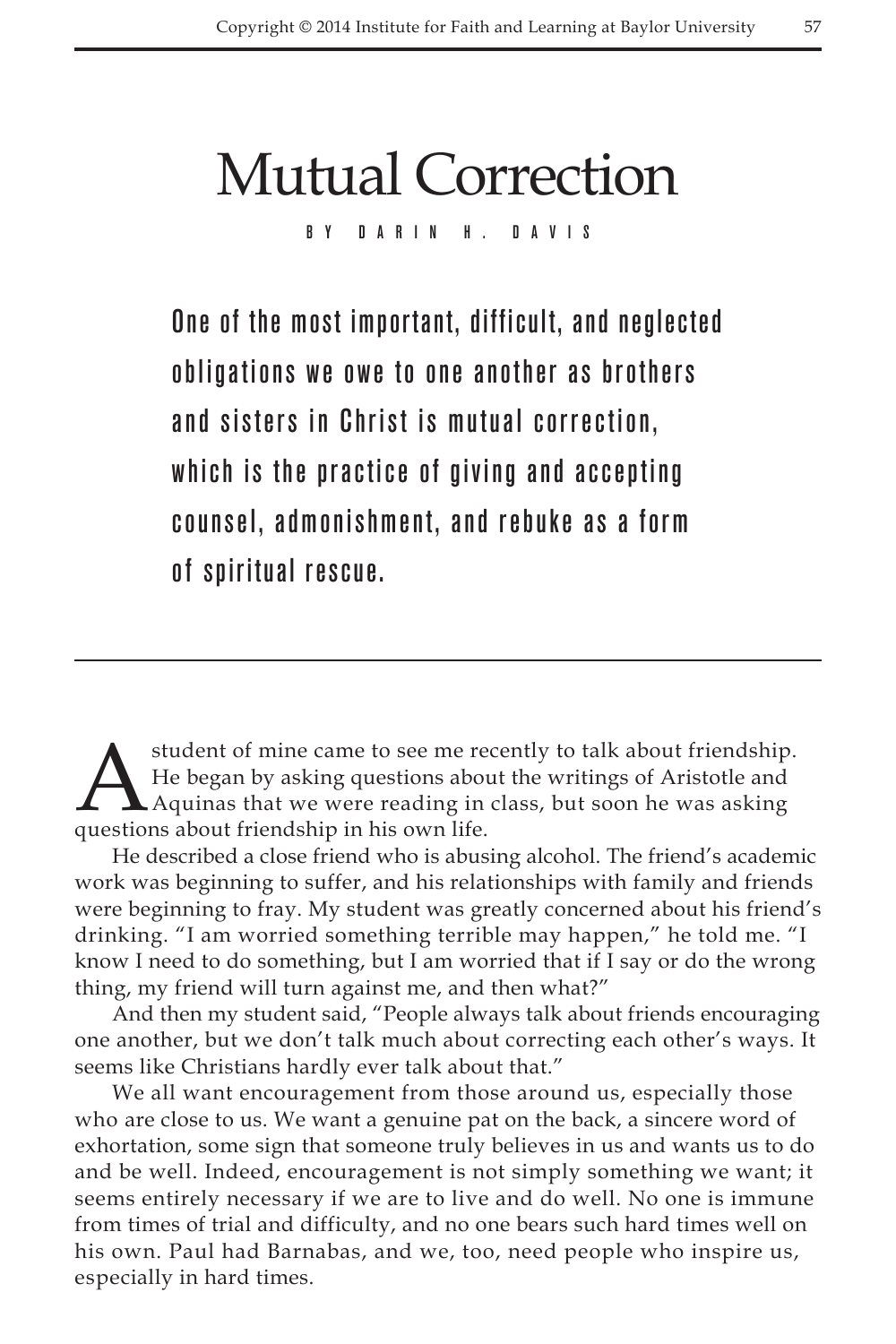# Mutual Correction

BY DARIN H. DAVIS

**One of the most important, difficult, and neglected obligations we owe to one another as brothers and sisters in Christ is mutual correction, which is the practice of giving and accepting counsel, admonishment, and rebuke as a form of spiritual rescue.**

---

A student of mine came to see me recently to talk about friendship. He began by asking questions about the writings of Aristotle and Aquinas that we were reading in class, but soon he was asking questions about friendship in his own life.

He described a close friend who is abusing alcohol. The friend's academic work was beginning to suffer, and his relationships with family and friends were beginning to fray. My student was greatly concerned about his friend's drinking. "I am worried something terrible may happen," he told me. "I know I need to do something, but I am worried that if I say or do the wrong thing, my friend will turn against me, and then what?"

And then my student said, "People always talk about friends encouraging one another, but we don't talk much about correcting each other's ways. It seems like Christians hardly ever talk about that."

We all want encouragement from those around us, especially those who are close to us. We want a genuine pat on the back, a sincere word of exhortation, some sign that someone truly believes in us and wants us to do and be well. Indeed, encouragement is not simply something we want; it seems entirely necessary if we are to live and do well. No one is immune from times of trial and difficulty, and no one bears such hard times well on his own. Paul had Barnabas, and we, too, need people who inspire us, especially in hard times.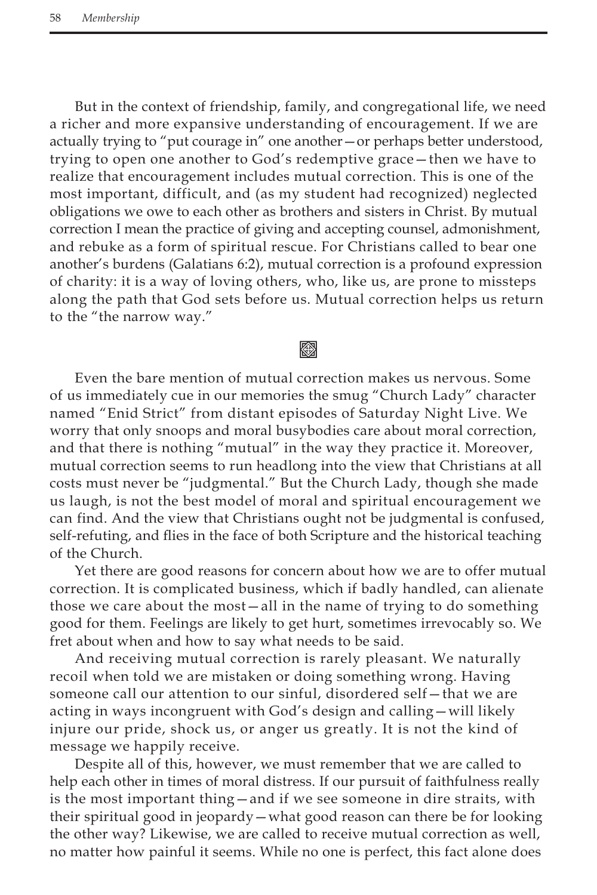But in the context of friendship, family, and congregational life, we need a richer and more expansive understanding of encouragement. If we are actually trying to "put courage in" one another—or perhaps better understood, trying to open one another to God's redemptive grace—then we have to realize that encouragement includes mutual correction. This is one of the most important, difficult, and (as my student had recognized) neglected obligations we owe to each other as brothers and sisters in Christ. By mutual correction I mean the practice of giving and accepting counsel, admonishment, and rebuke as a form of spiritual rescue. For Christians called to bear one another's burdens (Galatians 6:2), mutual correction is a profound expression of charity: it is a way of loving others, who, like us, are prone to missteps along the path that God sets before us. Mutual correction helps us return to the "the narrow way."

Even the bare mention of mutual correction makes us nervous. Some of us immediately cue in our memories the smug "Church Lady" character named "Enid Strict" from distant episodes of Saturday Night Live. We worry that only snoops and moral busybodies care about moral correction, and that there is nothing "mutual" in the way they practice it. Moreover, mutual correction seems to run headlong into the view that Christians at all costs must never be "judgmental." But the Church Lady, though she made us laugh, is not the best model of moral and spiritual encouragement we can find. And the view that Christians ought not be judgmental is confused, self-refuting, and flies in the face of both Scripture and the historical teaching of the Church.

Yet there are good reasons for concern about how we are to offer mutual correction. It is complicated business, which if badly handled, can alienate those we care about the most—all in the name of trying to do something good for them. Feelings are likely to get hurt, sometimes irrevocably so. We fret about when and how to say what needs to be said.

And receiving mutual correction is rarely pleasant. We naturally recoil when told we are mistaken or doing something wrong. Having someone call our attention to our sinful, disordered self—that we are acting in ways incongruent with God's design and calling—will likely injure our pride, shock us, or anger us greatly. It is not the kind of message we happily receive.

Despite all of this, however, we must remember that we are called to help each other in times of moral distress. If our pursuit of faithfulness really is the most important thing—and if we see someone in dire straits, with their spiritual good in jeopardy—what good reason can there be for looking the other way? Likewise, we are called to receive mutual correction as well, no matter how painful it seems. While no one is perfect, this fact alone does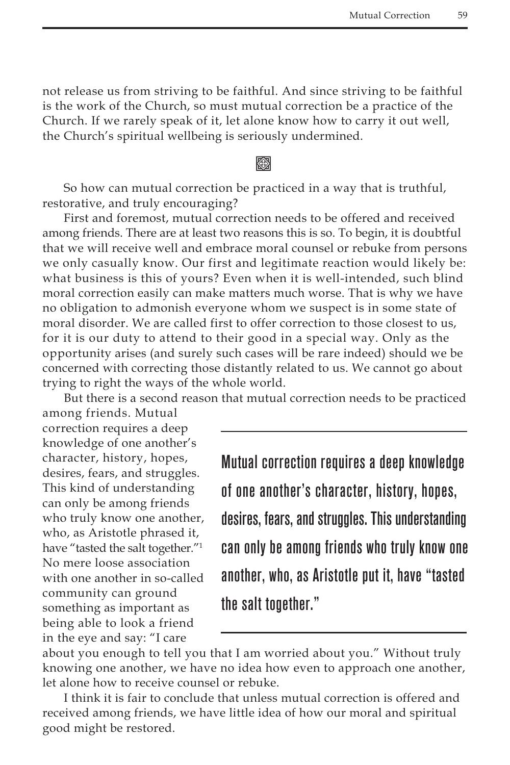not release us from striving to be faithful. And since striving to be faithful is the work of the Church, so must mutual correction be a practice of the Church. If we rarely speak of it, let alone know how to carry it out well, the Church's spiritual wellbeing is seriously undermined.

So how can mutual correction be practiced in a way that is truthful, restorative, and truly encouraging?

First and foremost, mutual correction needs to be offered and received among friends. There are at least two reasons this is so. To begin, it is doubtful that we will receive well and embrace moral counsel or rebuke from persons we only casually know. Our first and legitimate reaction would likely be: what business is this of yours? Even when it is well-intended, such blind moral correction easily can make matters much worse. That is why we have no obligation to admonish everyone whom we suspect is in some state of moral disorder. We are called first to offer correction to those closest to us, for it is our duty to attend to their good in a special way. Only as the opportunity arises (and surely such cases will be rare indeed) should we be concerned with correcting those distantly related to us. We cannot go about trying to right the ways of the whole world.

But there is a second reason that mutual correction needs to be practiced among friends. Mutual correction requires a deep knowledge of one another's character, history, hopes, desires, fears, and struggles. This kind of understanding can only be among friends who truly know one another, who, as Aristotle phrased it, have "tasted the salt together."[1] No mere loose association with one another in so-called community can ground something as important as being able to look a friend in the eye and say: "I care about you enough to tell you that I am worried about you." Without truly knowing one another, we have no idea how even to approach one another, let alone how to receive counsel or rebuke.

> **Mutual correction requires a deep knowledge of one another's character, history, hopes, desires, fears, and struggles. This understanding can only be among friends who truly know one another, who, as Aristotle put it, have "tasted the salt together."**

I think it is fair to conclude that unless mutual correction is offered and received among friends, we have little idea of how our moral and spiritual good might be restored.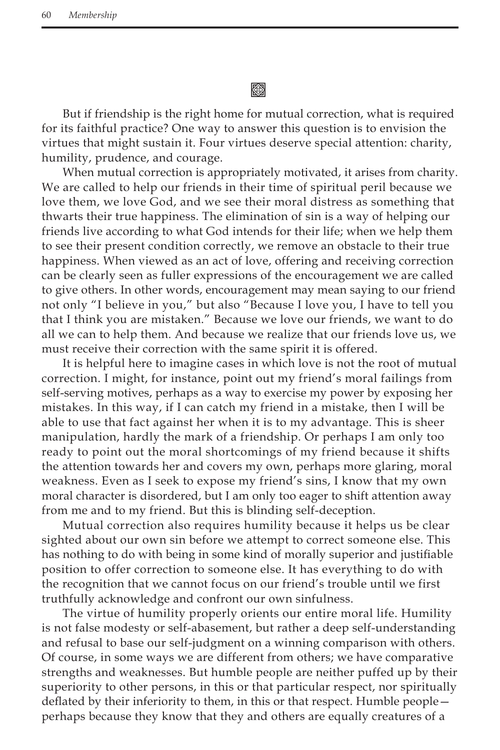But if friendship is the right home for mutual correction, what is required for its faithful practice? One way to answer this question is to envision the virtues that might sustain it. Four virtues deserve special attention: charity, humility, prudence, and courage.

When mutual correction is appropriately motivated, it arises from charity. We are called to help our friends in their time of spiritual peril because we love them, we love God, and we see their moral distress as something that thwarts their true happiness. The elimination of sin is a way of helping our friends live according to what God intends for their life; when we help them to see their present condition correctly, we remove an obstacle to their true happiness. When viewed as an act of love, offering and receiving correction can be clearly seen as fuller expressions of the encouragement we are called to give others. In other words, encouragement may mean saying to our friend not only "I believe in you," but also "Because I love you, I have to tell you that I think you are mistaken." Because we love our friends, we want to do all we can to help them. And because we realize that our friends love us, we must receive their correction with the same spirit it is offered.

It is helpful here to imagine cases in which love is not the root of mutual correction. I might, for instance, point out my friend's moral failings from self-serving motives, perhaps as a way to exercise my power by exposing her mistakes. In this way, if I can catch my friend in a mistake, then I will be able to use that fact against her when it is to my advantage. This is sheer manipulation, hardly the mark of a friendship. Or perhaps I am only too ready to point out the moral shortcomings of my friend because it shifts the attention towards her and covers my own, perhaps more glaring, moral weakness. Even as I seek to expose my friend's sins, I know that my own moral character is disordered, but I am only too eager to shift attention away from me and to my friend. But this is blinding self-deception.

Mutual correction also requires humility because it helps us be clear sighted about our own sin before we attempt to correct someone else. This has nothing to do with being in some kind of morally superior and justifiable position to offer correction to someone else. It has everything to do with the recognition that we cannot focus on our friend's trouble until we first truthfully acknowledge and confront our own sinfulness.

The virtue of humility properly orients our entire moral life. Humility is not false modesty or self-abasement, but rather a deep self-understanding and refusal to base our self-judgment on a winning comparison with others. Of course, in some ways we are different from others; we have comparative strengths and weaknesses. But humble people are neither puffed up by their superiority to other persons, in this or that particular respect, nor spiritually deflated by their inferiority to them, in this or that respect. Humble people—perhaps because they know that they and others are equally creatures of a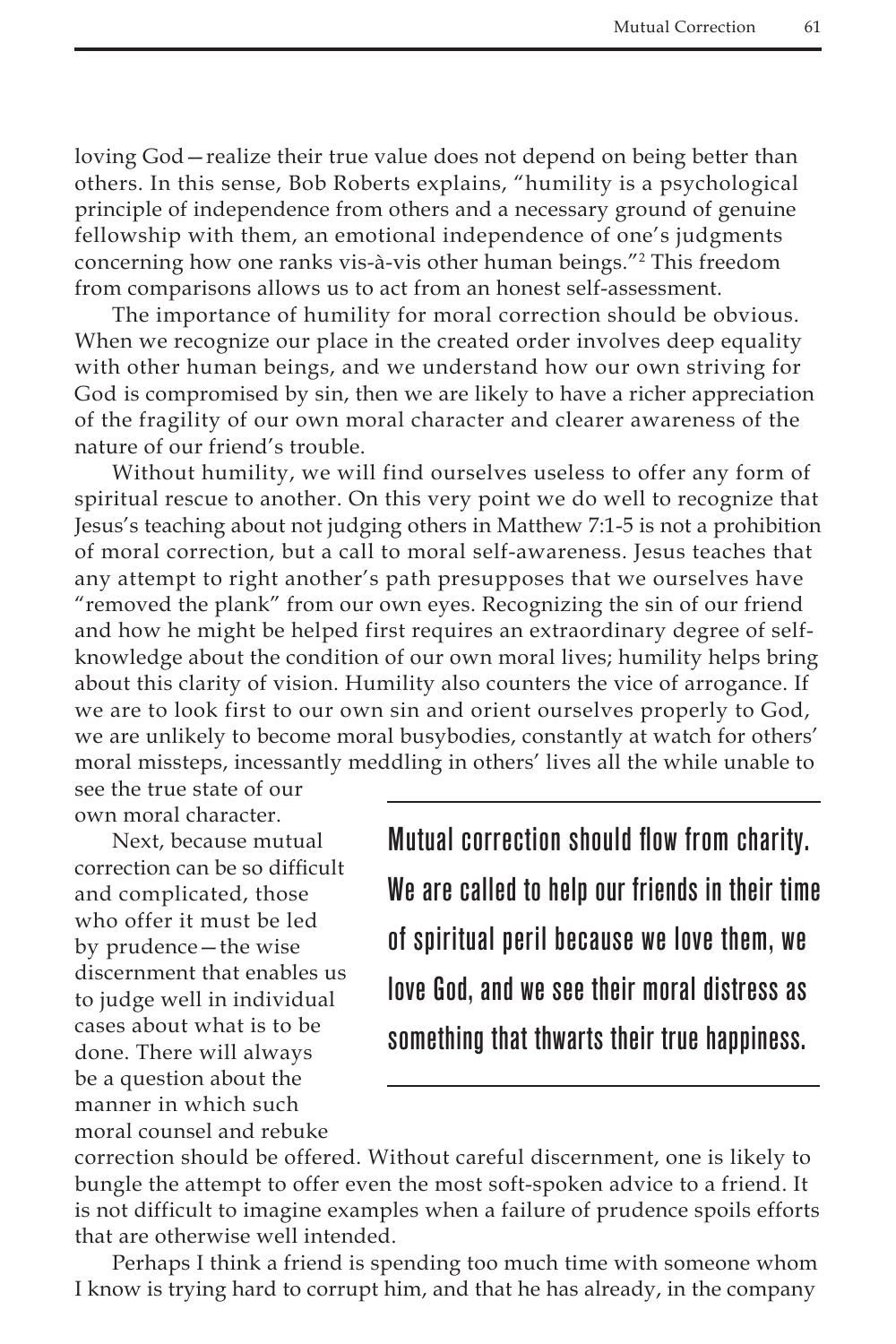loving God—realize their true value does not depend on being better than others. In this sense, Bob Roberts explains, "humility is a psychological principle of independence from others and a necessary ground of genuine fellowship with them, an emotional independence of one's judgments concerning how one ranks vis-à-vis other human beings."[2] This freedom from comparisons allows us to act from an honest self-assessment.

The importance of humility for moral correction should be obvious. When we recognize our place in the created order involves deep equality with other human beings, and we understand how our own striving for God is compromised by sin, then we are likely to have a richer appreciation of the fragility of our own moral character and clearer awareness of the nature of our friend's trouble.

Without humility, we will find ourselves useless to offer any form of spiritual rescue to another. On this very point we do well to recognize that Jesus's teaching about not judging others in Matthew 7:1-5 is not a prohibition of moral correction, but a call to moral self-awareness. Jesus teaches that any attempt to right another's path presupposes that we ourselves have "removed the plank" from our own eyes. Recognizing the sin of our friend and how he might be helped first requires an extraordinary degree of self-knowledge about the condition of our own moral lives; humility helps bring about this clarity of vision. Humility also counters the vice of arrogance. If we are to look first to our own sin and orient ourselves properly to God, we are unlikely to become moral busybodies, constantly at watch for others' moral missteps, incessantly meddling in others' lives all the while unable to see the true state of our own moral character.

> **Mutual correction should flow from charity. We are called to help our friends in their time of spiritual peril because we love them, we love God, and we see their moral distress as something that thwarts their true happiness.**

Next, because mutual correction can be so difficult and complicated, those who offer it must be led by prudence—the wise discernment that enables us to judge well in individual cases about what is to be done. There will always be a question about the manner in which such moral counsel and rebuke correction should be offered. Without careful discernment, one is likely to bungle the attempt to offer even the most soft-spoken advice to a friend. It is not difficult to imagine examples when a failure of prudence spoils efforts that are otherwise well intended.

Perhaps I think a friend is spending too much time with someone whom I know is trying hard to corrupt him, and that he has already, in the company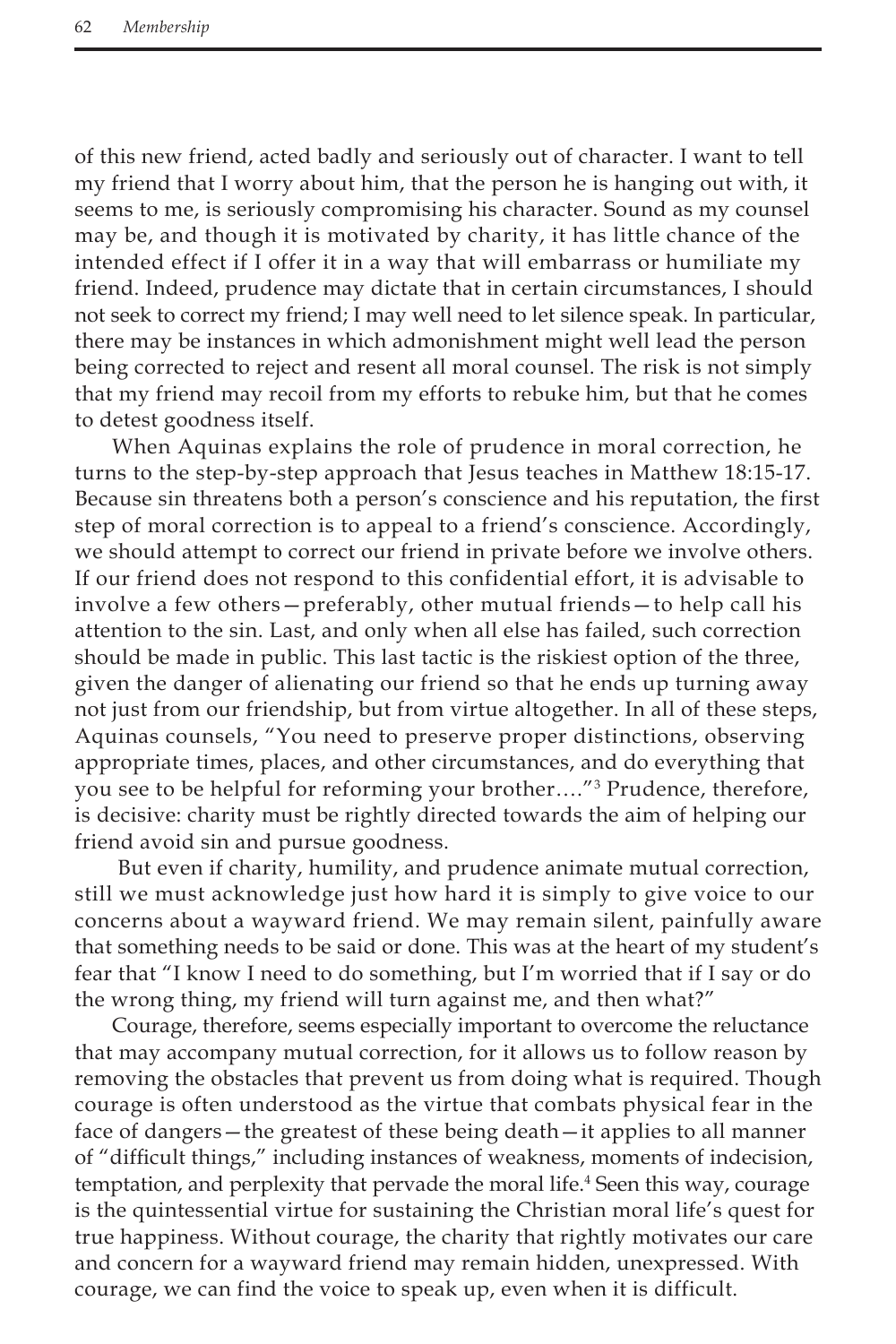of this new friend, acted badly and seriously out of character. I want to tell my friend that I worry about him, that the person he is hanging out with, it seems to me, is seriously compromising his character. Sound as my counsel may be, and though it is motivated by charity, it has little chance of the intended effect if I offer it in a way that will embarrass or humiliate my friend. Indeed, prudence may dictate that in certain circumstances, I should not seek to correct my friend; I may well need to let silence speak. In particular, there may be instances in which admonishment might well lead the person being corrected to reject and resent all moral counsel. The risk is not simply that my friend may recoil from my efforts to rebuke him, but that he comes to detest goodness itself.

When Aquinas explains the role of prudence in moral correction, he turns to the step-by-step approach that Jesus teaches in Matthew 18:15-17. Because sin threatens both a person's conscience and his reputation, the first step of moral correction is to appeal to a friend's conscience. Accordingly, we should attempt to correct our friend in private before we involve others. If our friend does not respond to this confidential effort, it is advisable to involve a few others—preferably, other mutual friends—to help call his attention to the sin. Last, and only when all else has failed, such correction should be made in public. This last tactic is the riskiest option of the three, given the danger of alienating our friend so that he ends up turning away not just from our friendship, but from virtue altogether. In all of these steps, Aquinas counsels, "You need to preserve proper distinctions, observing appropriate times, places, and other circumstances, and do everything that you see to be helpful for reforming your brother…."[3] Prudence, therefore, is decisive: charity must be rightly directed towards the aim of helping our friend avoid sin and pursue goodness.

But even if charity, humility, and prudence animate mutual correction, still we must acknowledge just how hard it is simply to give voice to our concerns about a wayward friend. We may remain silent, painfully aware that something needs to be said or done. This was at the heart of my student's fear that "I know I need to do something, but I'm worried that if I say or do the wrong thing, my friend will turn against me, and then what?"

Courage, therefore, seems especially important to overcome the reluctance that may accompany mutual correction, for it allows us to follow reason by removing the obstacles that prevent us from doing what is required. Though courage is often understood as the virtue that combats physical fear in the face of dangers—the greatest of these being death—it applies to all manner of "difficult things," including instances of weakness, moments of indecision, temptation, and perplexity that pervade the moral life.[4] Seen this way, courage is the quintessential virtue for sustaining the Christian moral life's quest for true happiness. Without courage, the charity that rightly motivates our care and concern for a wayward friend may remain hidden, unexpressed. With courage, we can find the voice to speak up, even when it is difficult.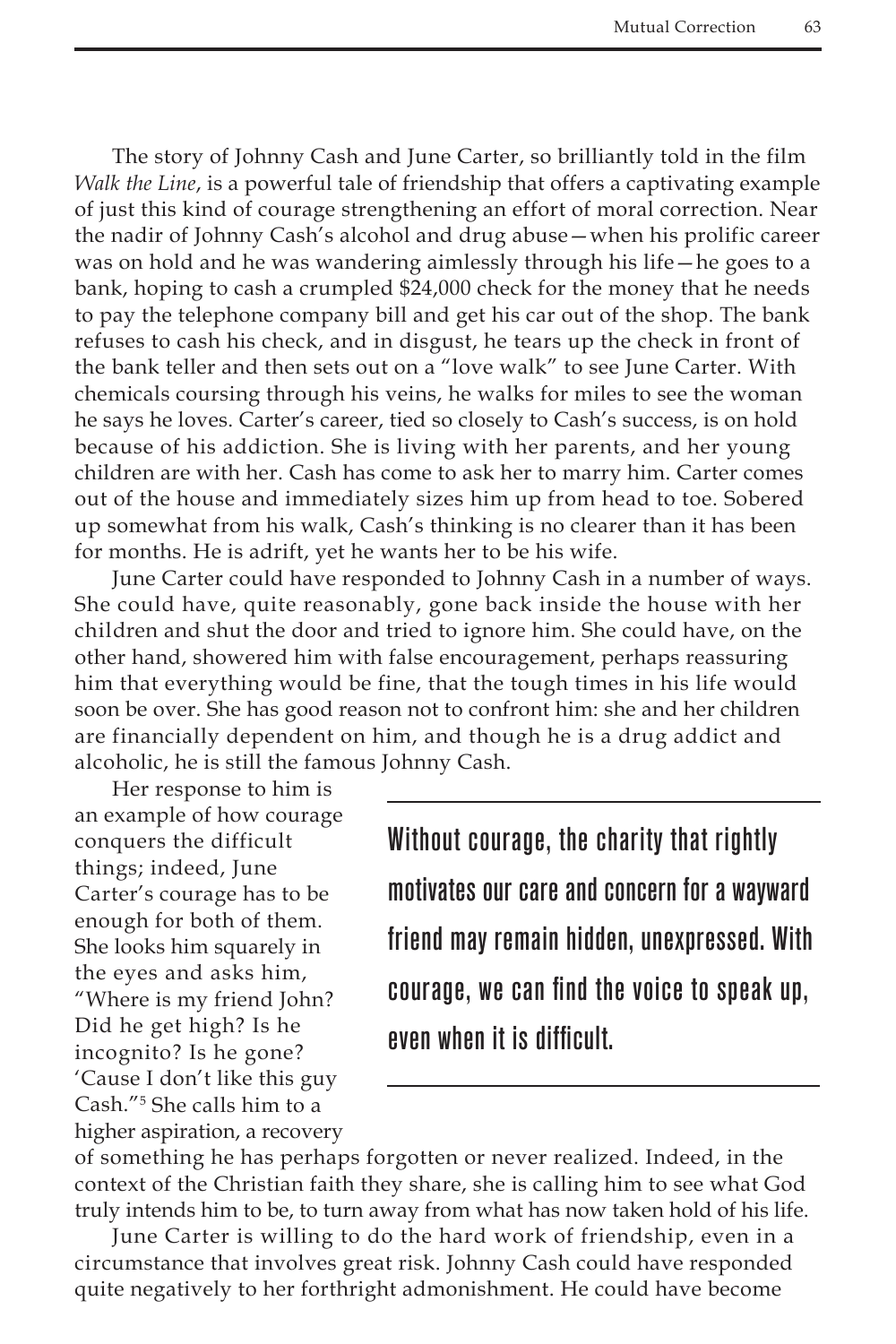The story of Johnny Cash and June Carter, so brilliantly told in the film *Walk the Line*, is a powerful tale of friendship that offers a captivating example of just this kind of courage strengthening an effort of moral correction. Near the nadir of Johnny Cash's alcohol and drug abuse—when his prolific career was on hold and he was wandering aimlessly through his life—he goes to a bank, hoping to cash a crumpled $24,000 check for the money that he needs to pay the telephone company bill and get his car out of the shop. The bank refuses to cash his check, and in disgust, he tears up the check in front of the bank teller and then sets out on a "love walk" to see June Carter. With chemicals coursing through his veins, he walks for miles to see the woman he says he loves. Carter's career, tied so closely to Cash's success, is on hold because of his addiction. She is living with her parents, and her young children are with her. Cash has come to ask her to marry him. Carter comes out of the house and immediately sizes him up from head to toe. Sobered up somewhat from his walk, Cash's thinking is no clearer than it has been for months. He is adrift, yet he wants her to be his wife.

June Carter could have responded to Johnny Cash in a number of ways. She could have, quite reasonably, gone back inside the house with her children and shut the door and tried to ignore him. She could have, on the other hand, showered him with false encouragement, perhaps reassuring him that everything would be fine, that the tough times in his life would soon be over. She has good reason not to confront him: she and her children are financially dependent on him, and though he is a drug addict and alcoholic, he is still the famous Johnny Cash.

> **Without courage, the charity that rightly motivates our care and concern for a wayward friend may remain hidden, unexpressed. With courage, we can find the voice to speak up, even when it is difficult.**

Her response to him is an example of how courage conquers the difficult things; indeed, June Carter's courage has to be enough for both of them. She looks him squarely in the eyes and asks him, "Where is my friend John? Did he get high? Is he incognito? Is he gone? 'Cause I don't like this guy Cash."[5] She calls him to a higher aspiration, a recovery of something he has perhaps forgotten or never realized. Indeed, in the context of the Christian faith they share, she is calling him to see what God truly intends him to be, to turn away from what has now taken hold of his life.

June Carter is willing to do the hard work of friendship, even in a circumstance that involves great risk. Johnny Cash could have responded quite negatively to her forthright admonishment. He could have become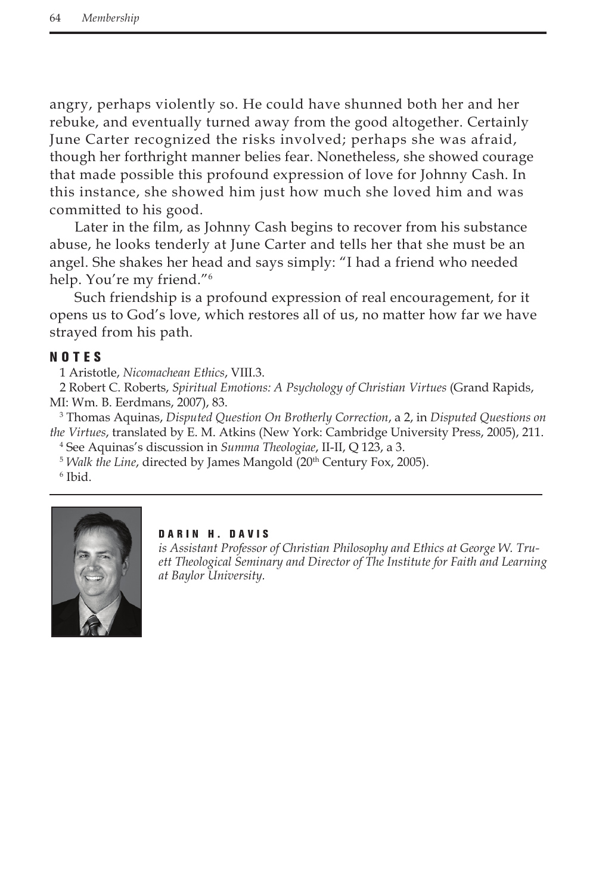angry, perhaps violently so. He could have shunned both her and her rebuke, and eventually turned away from the good altogether. Certainly June Carter recognized the risks involved; perhaps she was afraid, though her forthright manner belies fear. Nonetheless, she showed courage that made possible this profound expression of love for Johnny Cash. In this instance, she showed him just how much she loved him and was committed to his good.

Later in the film, as Johnny Cash begins to recover from his substance abuse, he looks tenderly at June Carter and tells her that she must be an angel. She shakes her head and says simply: "I had a friend who needed help. You're my friend."[6]

Such friendship is a profound expression of real encouragement, for it opens us to God's love, which restores all of us, no matter how far we have strayed from his path.

## NOTES

1 Aristotle, *Nicomachean Ethics*, VIII.3.

2 Robert C. Roberts, *Spiritual Emotions: A Psychology of Christian Virtues* (Grand Rapids, MI: Wm. B. Eerdmans, 2007), 83.

3 Thomas Aquinas, *Disputed Question On Brotherly Correction*, a 2, in *Disputed Questions on the Virtues*, translated by E. M. Atkins (New York: Cambridge University Press, 2005), 211.

4 See Aquinas's discussion in *Summa Theologiae*, II-II, Q 123, a 3.

5 *Walk the Line*, directed by James Mangold (20th Century Fox, 2005).

6 Ibid.

---

**DARIN H. DAVIS**

*is Assistant Professor of Christian Philosophy and Ethics at George W. Truett Theological Seminary and Director of The Institute for Faith and Learning at Baylor University.*